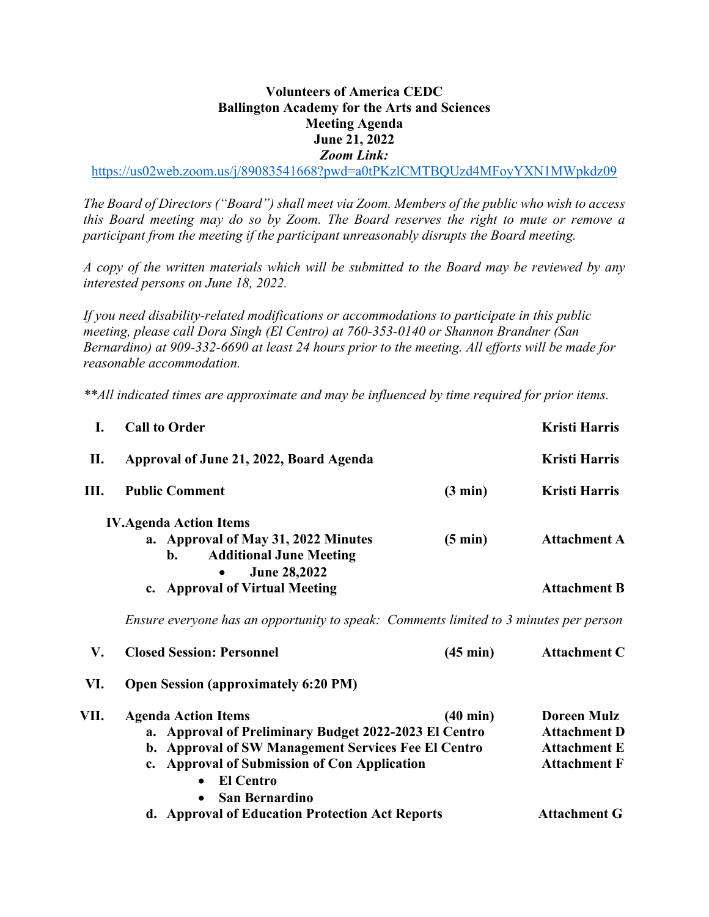**Volunteers of America CEDC**
**Ballington Academy for the Arts and Sciences**
**Meeting Agenda**
**June 21, 2022**
***Zoom Link:***

https://us02web.zoom.us/j/89083541668?pwd=a0tPKzlCMTBQUzd4MFoyYXN1MWpkdz09

*The Board of Directors ("Board") shall meet via Zoom. Members of the public who wish to access this Board meeting may do so by Zoom. The Board reserves the right to mute or remove a participant from the meeting if the participant unreasonably disrupts the Board meeting.*

*A copy of the written materials which will be submitted to the Board may be reviewed by any interested persons on June 18, 2022.*

*If you need disability-related modifications or accommodations to participate in this public meeting, please call Dora Singh (El Centro) at 760-353-0140 or Shannon Brandner (San Bernardino) at 909-332-6690 at least 24 hours prior to the meeting. All efforts will be made for reasonable accommodation.*

*\*\*All indicated times are approximate and may be influenced by time required for prior items.*

| | | | |
|---|---|---|---|
| **I.** | **Call to Order** | | **Kristi Harris** |
| **II.** | **Approval of June 21, 2022, Board Agenda** | | **Kristi Harris** |
| **III.** | **Public Comment** | **(3 min)** | **Kristi Harris** |
| **IV.** | **Agenda Action Items** | | |
| | **a. Approval of May 31, 2022 Minutes** | **(5 min)** | **Attachment A** |
| | **b. Additional June Meeting** | | |
| | • **June 28,2022** | | |
| | **c. Approval of Virtual Meeting** | | **Attachment B** |

*Ensure everyone has an opportunity to speak: Comments limited to 3 minutes per person*

| | | | |
|---|---|---|---|
| **V.** | **Closed Session: Personnel** | **(45 min)** | **Attachment C** |
| **VI.** | **Open Session (approximately 6:20 PM)** | | |
| **VII.** | **Agenda Action Items** | **(40 min)** | **Doreen Mulz** |
| | **a. Approval of Preliminary Budget 2022-2023 El Centro** | | **Attachment D** |
| | **b. Approval of SW Management Services Fee El Centro** | | **Attachment E** |
| | **c. Approval of Submission of Con Application** | | **Attachment F** |
| | • **El Centro** | | |
| | • **San Bernardino** | | |
| | **d. Approval of Education Protection Act Reports** | | **Attachment G** |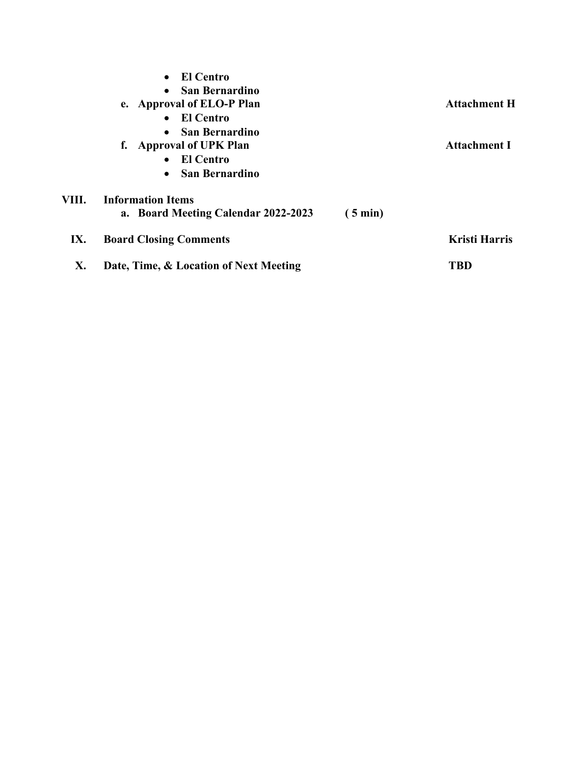- **El Centro**
- **San Bernardino**

**e. Approval of ELO-P Plan** **Attachment H**

- **El Centro**
- **San Bernardino**

**f. Approval of UPK Plan** **Attachment I**

- **El Centro**
- **San Bernardino**

**VIII. Information Items**

**a. Board Meeting Calendar 2022-2023** **( 5 min)**

**IX. Board Closing Comments** **Kristi Harris**

**X. Date, Time, & Location of Next Meeting** **TBD**